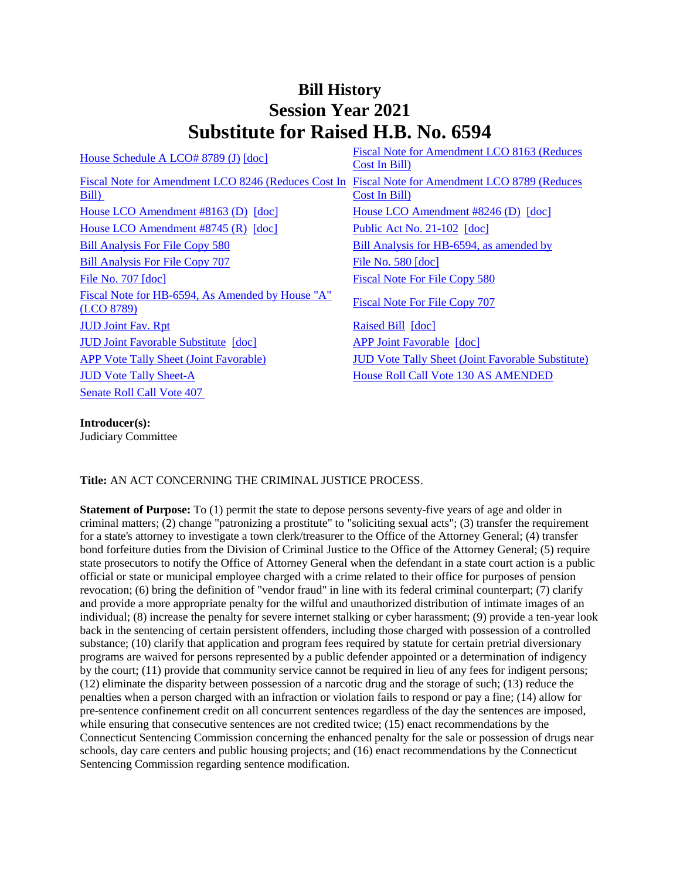# Bill History
# Session Year 2021
# Substitute for Raised H.B. No. 6594

| | |
|---|---|
| House Schedule A LCO# 8789 (J) [doc] | Fiscal Note for Amendment LCO 8163 (Reduces Cost In Bill) |
| Fiscal Note for Amendment LCO 8246 (Reduces Cost In Bill) | Fiscal Note for Amendment LCO 8789 (Reduces Cost In Bill) |
| House LCO Amendment #8163 (D) [doc] | House LCO Amendment #8246 (D) [doc] |
| House LCO Amendment #8745 (R) [doc] | Public Act No. 21-102 [doc] |
| Bill Analysis For File Copy 580 | Bill Analysis for HB-6594, as amended by |
| Bill Analysis For File Copy 707 | File No. 580 [doc] |
| File No. 707 [doc] | Fiscal Note For File Copy 580 |
| Fiscal Note for HB-6594, As Amended by House "A" (LCO 8789) | Fiscal Note For File Copy 707 |
| JUD Joint Fav. Rpt | Raised Bill [doc] |
| JUD Joint Favorable Substitute [doc] | APP Joint Favorable [doc] |
| APP Vote Tally Sheet (Joint Favorable) | JUD Vote Tally Sheet (Joint Favorable Substitute) |
| JUD Vote Tally Sheet-A | House Roll Call Vote 130 AS AMENDED |
| Senate Roll Call Vote 407 | |

**Introducer(s):**
Judiciary Committee

**Title:** AN ACT CONCERNING THE CRIMINAL JUSTICE PROCESS.

**Statement of Purpose:** To (1) permit the state to depose persons seventy-five years of age and older in criminal matters; (2) change "patronizing a prostitute" to "soliciting sexual acts"; (3) transfer the requirement for a state's attorney to investigate a town clerk/treasurer to the Office of the Attorney General; (4) transfer bond forfeiture duties from the Division of Criminal Justice to the Office of the Attorney General; (5) require state prosecutors to notify the Office of Attorney General when the defendant in a state court action is a public official or state or municipal employee charged with a crime related to their office for purposes of pension revocation; (6) bring the definition of "vendor fraud" in line with its federal criminal counterpart; (7) clarify and provide a more appropriate penalty for the wilful and unauthorized distribution of intimate images of an individual; (8) increase the penalty for severe internet stalking or cyber harassment; (9) provide a ten-year look back in the sentencing of certain persistent offenders, including those charged with possession of a controlled substance; (10) clarify that application and program fees required by statute for certain pretrial diversionary programs are waived for persons represented by a public defender appointed or a determination of indigency by the court; (11) provide that community service cannot be required in lieu of any fees for indigent persons; (12) eliminate the disparity between possession of a narcotic drug and the storage of such; (13) reduce the penalties when a person charged with an infraction or violation fails to respond or pay a fine; (14) allow for pre-sentence confinement credit on all concurrent sentences regardless of the day the sentences are imposed, while ensuring that consecutive sentences are not credited twice; (15) enact recommendations by the Connecticut Sentencing Commission concerning the enhanced penalty for the sale or possession of drugs near schools, day care centers and public housing projects; and (16) enact recommendations by the Connecticut Sentencing Commission regarding sentence modification.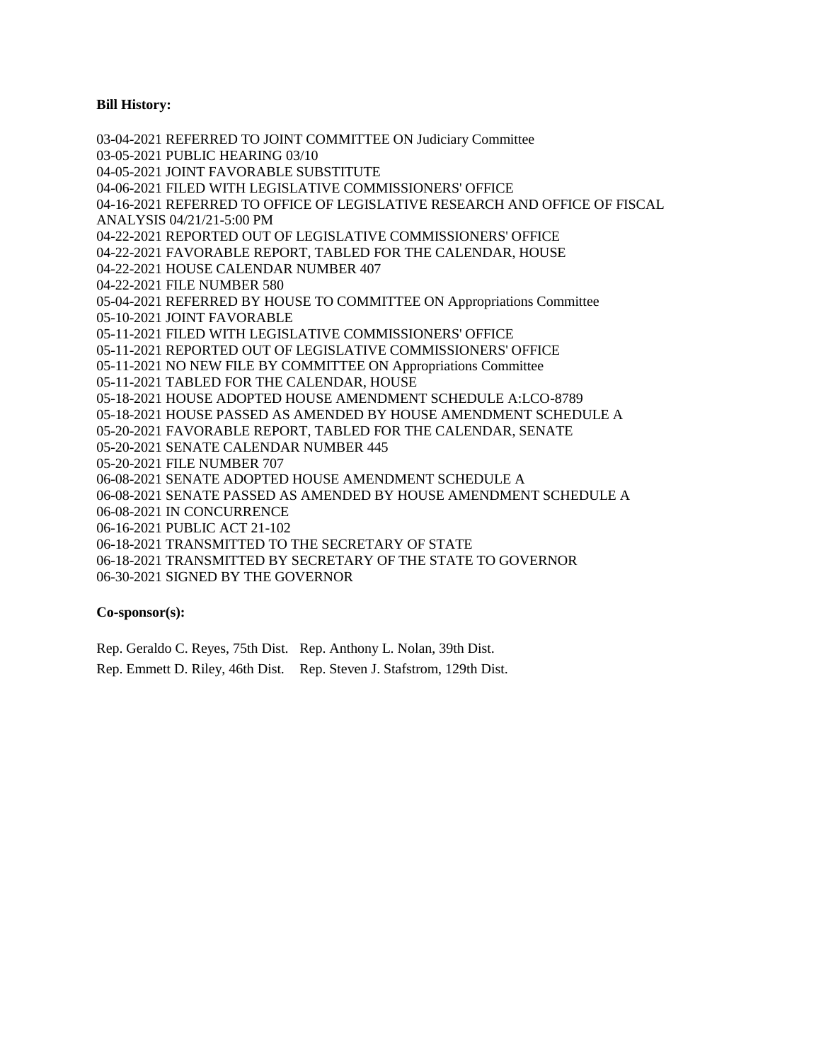**Bill History:**

03-04-2021 REFERRED TO JOINT COMMITTEE ON Judiciary Committee
03-05-2021 PUBLIC HEARING 03/10
04-05-2021 JOINT FAVORABLE SUBSTITUTE
04-06-2021 FILED WITH LEGISLATIVE COMMISSIONERS' OFFICE
04-16-2021 REFERRED TO OFFICE OF LEGISLATIVE RESEARCH AND OFFICE OF FISCAL ANALYSIS 04/21/21-5:00 PM
04-22-2021 REPORTED OUT OF LEGISLATIVE COMMISSIONERS' OFFICE
04-22-2021 FAVORABLE REPORT, TABLED FOR THE CALENDAR, HOUSE
04-22-2021 HOUSE CALENDAR NUMBER 407
04-22-2021 FILE NUMBER 580
05-04-2021 REFERRED BY HOUSE TO COMMITTEE ON Appropriations Committee
05-10-2021 JOINT FAVORABLE
05-11-2021 FILED WITH LEGISLATIVE COMMISSIONERS' OFFICE
05-11-2021 REPORTED OUT OF LEGISLATIVE COMMISSIONERS' OFFICE
05-11-2021 NO NEW FILE BY COMMITTEE ON Appropriations Committee
05-11-2021 TABLED FOR THE CALENDAR, HOUSE
05-18-2021 HOUSE ADOPTED HOUSE AMENDMENT SCHEDULE A:LCO-8789
05-18-2021 HOUSE PASSED AS AMENDED BY HOUSE AMENDMENT SCHEDULE A
05-20-2021 FAVORABLE REPORT, TABLED FOR THE CALENDAR, SENATE
05-20-2021 SENATE CALENDAR NUMBER 445
05-20-2021 FILE NUMBER 707
06-08-2021 SENATE ADOPTED HOUSE AMENDMENT SCHEDULE A
06-08-2021 SENATE PASSED AS AMENDED BY HOUSE AMENDMENT SCHEDULE A
06-08-2021 IN CONCURRENCE
06-16-2021 PUBLIC ACT 21-102
06-18-2021 TRANSMITTED TO THE SECRETARY OF STATE
06-18-2021 TRANSMITTED BY SECRETARY OF THE STATE TO GOVERNOR
06-30-2021 SIGNED BY THE GOVERNOR

**Co-sponsor(s):**

| | |
|---|---|
| Rep. Geraldo C. Reyes, 75th Dist. | Rep. Anthony L. Nolan, 39th Dist. |
| Rep. Emmett D. Riley, 46th Dist. | Rep. Steven J. Stafstrom, 129th Dist. |